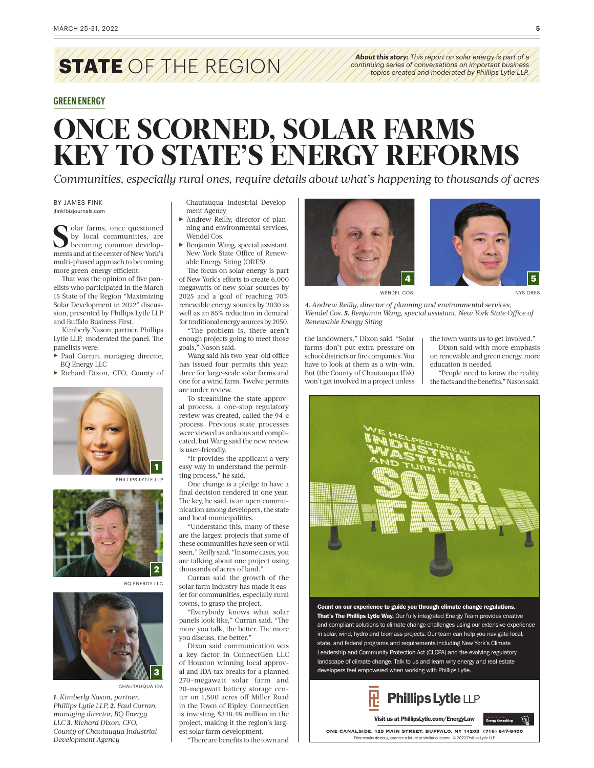# STATE OF THE REGION

***About this story:*** *This report on solar energy is part of a continuing series of conversations on important business topics created and moderated by Phillips Lytle LLP.*

**GREEN ENERGY**

# ONCE SCORNED, SOLAR FARMS KEY TO STATE'S ENERGY REFORMS

*Communities, especially rural ones, require details about what's happening to thousands of acres*

BY JAMES FINK
jfink@bizjournals.com

Solar farms, once questioned by local communities, are becoming common developments and at the center of New York's multi-phased approach to becoming more green-energy efficient.

That was the opinion of five panelists who participated in the March 15 State of the Region "Maximizing Solar Development in 2022" discussion, presented by Phillips Lytle LLP and Buffalo Business First.

Kimberly Nason, partner, Phillips Lytle LLP, moderated the panel. The panelists were:

- Paul Curran, managing director, BQ Energy LLC
- Richard Dixon, CFO, County of Chautauqua Industrial Development Agency
- Andrew Reilly, director of planning and environmental services, Wendel Cos.
- Benjamin Wang, special assistant, New York State Office of Renewable Energy Siting (ORES)

PHILLIPS LYTLE LLP

BQ ENERGY LLC

CHAUTAUQUA IDA

*1. Kimberly Nason, partner, Phillips Lytle LLP, 2. Paul Curran, managing director, BQ Energy LLC 3. Richard Dixon, CFO, County of Chautauqua Industrial Development Agency*

The focus on solar energy is part of New York's efforts to create 6,000 megawatts of new solar sources by 2025 and a goal of reaching 70% renewable energy sources by 2030 as well as an 85% reduction in demand for traditional energy sources by 2050.

"The problem is, there aren't enough projects going to meet those goals," Nason said.

Wang said his two-year-old office has issued four permits this year: three for large-scale solar farms and one for a wind farm. Twelve permits are under review.

To streamline the state-approval process, a one-stop regulatory review was created, called the 94-c process. Previous state processes were viewed as arduous and complicated, but Wang said the new review is user-friendly.

"It provides the applicant a very easy way to understand the permitting process," he said.

One change is a pledge to have a final decision rendered in one year. The key, he said, is an open communication among developers, the state and local municipalities.

"Understand this, many of these are the largest projects that some of these communities have seen or will seen," Reilly said. "In some cases, you are talking about one project using thousands of acres of land."

Curran said the growth of the solar farm industry has made it easier for communities, especially rural towns, to grasp the project.

"Everybody knows what solar panels look like," Curran said. "The more you talk, the better. The more you discuss, the better."

Dixon said communication was a key factor in ConnectGen LLC of Houston winning local approval and IDA tax breaks for a planned 270-megawatt solar farm and 20-megawatt battery storage center on 1,500 acres off Miller Road in the Town of Ripley. ConnectGen is investing $348.48 million in the project, making it the region's largest solar farm development.

"There are benefits to the town and the landowners," Dixon said. "Solar farms don't put extra pressure on school districts or fire companies. You have to look at them as a win-win. But (the County of Chautauqua IDA) won't get involved in a project unless the town wants us to get involved."

Dixon said with more emphasis on renewable and green energy, more education is needed.

"People need to know the reality, the facts and the benefits," Nason said.

WENDEL COS.

NYS ORES

*4. Andrew Reilly, director of planning and environmental services, Wendel Cos. 5. Benjamin Wang, special assistant, New York State Office of Renewable Energy Siting*

WE HELPED TAKE AN INDUSTRIAL WASTELAND AND TURN IT INTO A SOLAR FARM

**Count on our experience to guide you through climate change regulations. That's The Phillips Lytle Way.** Our fully integrated Energy Team provides creative and compliant solutions to climate change challenges using our extensive experience in solar, wind, hydro and biomass projects. Our team can help you navigate local, state, and federal programs and requirements including New York's Climate Leadership and Community Protection Act (CLCPA) and the evolving regulatory landscape of climate change. Talk to us and learn why energy and real estate developers feel empowered when working with Phillips Lytle.

Phillips Lytle LLP

Visit us at PhillipsLytle.com/EnergyLaw

Phillips Lytle Energy Consulting

ONE CANALSIDE, 125 MAIN STREET, BUFFALO, NY 14203 (716) 847-8400

Prior results do not guarantee a future or similar outcome. © 2022 Phillips Lytle LLP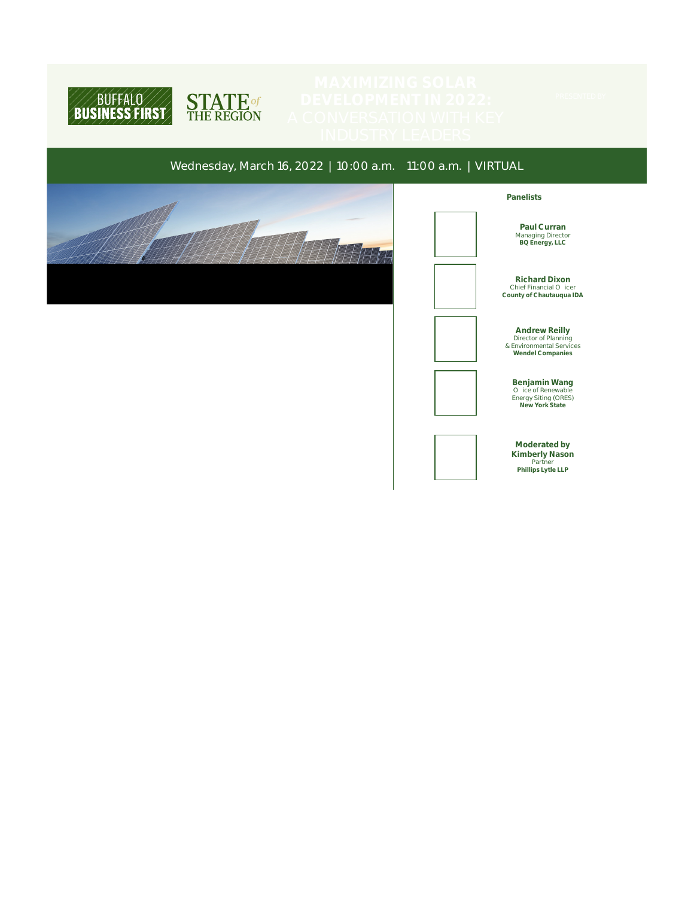BUFFALO BUSINESS FIRST

STATE of THE REGION

# MAXIMIZING SOLAR DEVELOPMENT IN 2022: A CONVERSATION WITH KEY INDUSTRY LEADERS

PRESENTED BY

Wednesday, March 16, 2022 | 10:00 a.m. 11:00 a.m. | VIRTUAL

**Panelists**

**Paul Curran**
Managing Director
**BQ Energy, LLC**

**Richard Dixon**
Chief Financial O icer
**County of Chautauqua IDA**

**Andrew Reilly**
Director of Planning
& Environmental Services
**Wendel Companies**

**Benjamin Wang**
O ice of Renewable
Energy Siting (ORES)
**New York State**

**Moderated by**
**Kimberly Nason**
Partner
**Phillips Lytle LLP**